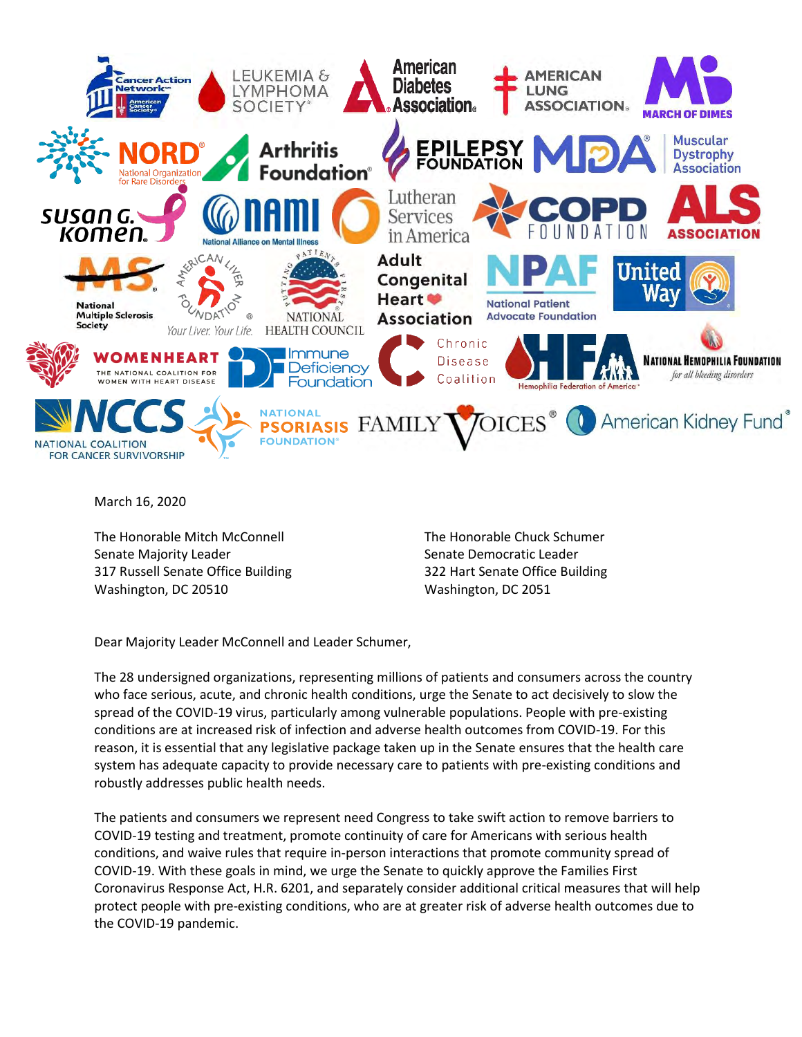March 16, 2020

The Honorable Mitch McConnell
Senate Majority Leader
317 Russell Senate Office Building
Washington, DC 20510

The Honorable Chuck Schumer
Senate Democratic Leader
322 Hart Senate Office Building
Washington, DC 2051

Dear Majority Leader McConnell and Leader Schumer,

The 28 undersigned organizations, representing millions of patients and consumers across the country who face serious, acute, and chronic health conditions, urge the Senate to act decisively to slow the spread of the COVID-19 virus, particularly among vulnerable populations. People with pre-existing conditions are at increased risk of infection and adverse health outcomes from COVID-19. For this reason, it is essential that any legislative package taken up in the Senate ensures that the health care system has adequate capacity to provide necessary care to patients with pre-existing conditions and robustly addresses public health needs.

The patients and consumers we represent need Congress to take swift action to remove barriers to COVID-19 testing and treatment, promote continuity of care for Americans with serious health conditions, and waive rules that require in-person interactions that promote community spread of COVID-19. With these goals in mind, we urge the Senate to quickly approve the Families First Coronavirus Response Act, H.R. 6201, and separately consider additional critical measures that will help protect people with pre-existing conditions, who are at greater risk of adverse health outcomes due to the COVID-19 pandemic.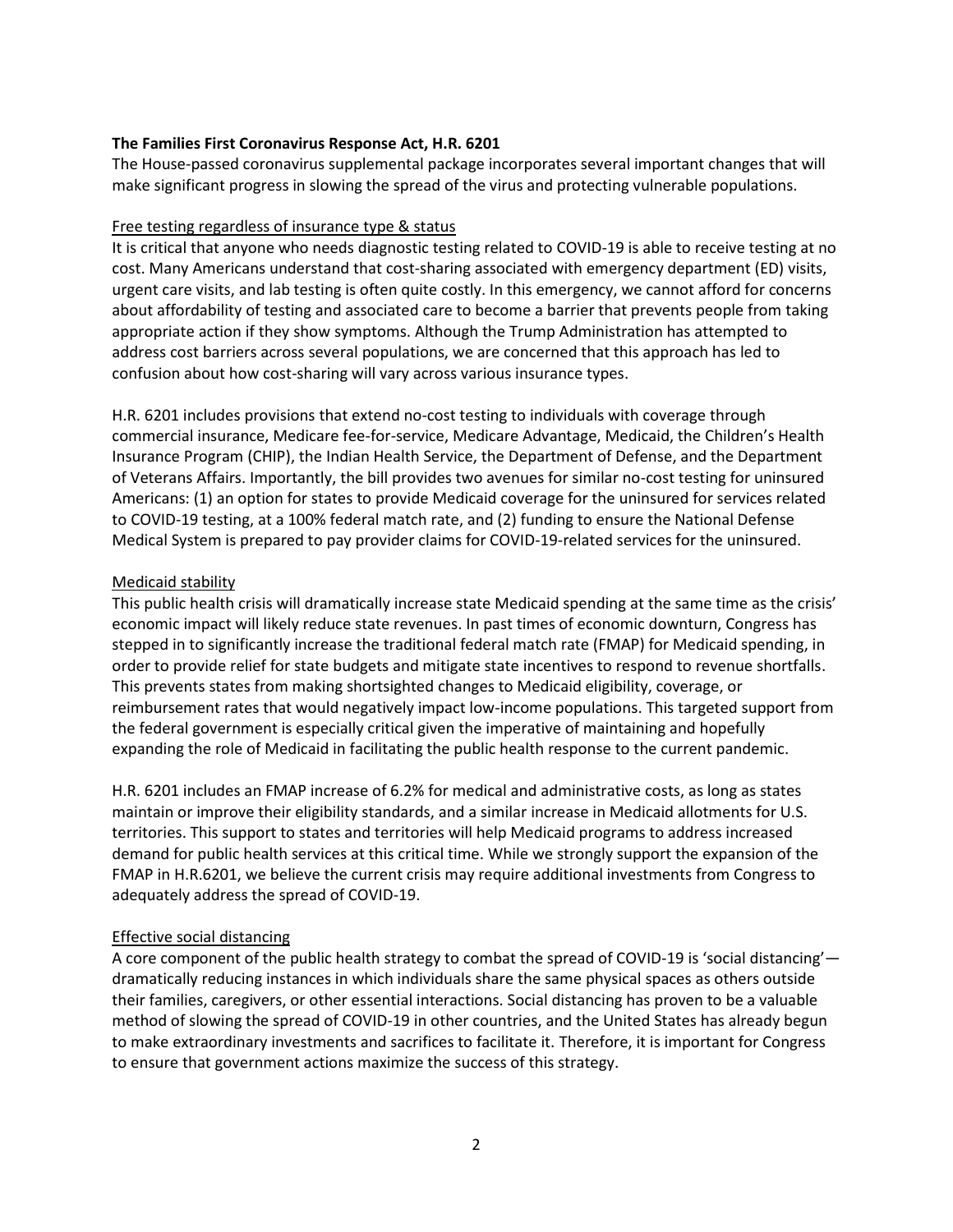**The Families First Coronavirus Response Act, H.R. 6201**

The House-passed coronavirus supplemental package incorporates several important changes that will make significant progress in slowing the spread of the virus and protecting vulnerable populations.

<u>Free testing regardless of insurance type & status</u>

It is critical that anyone who needs diagnostic testing related to COVID-19 is able to receive testing at no cost. Many Americans understand that cost-sharing associated with emergency department (ED) visits, urgent care visits, and lab testing is often quite costly. In this emergency, we cannot afford for concerns about affordability of testing and associated care to become a barrier that prevents people from taking appropriate action if they show symptoms. Although the Trump Administration has attempted to address cost barriers across several populations, we are concerned that this approach has led to confusion about how cost-sharing will vary across various insurance types.

H.R. 6201 includes provisions that extend no-cost testing to individuals with coverage through commercial insurance, Medicare fee-for-service, Medicare Advantage, Medicaid, the Children's Health Insurance Program (CHIP), the Indian Health Service, the Department of Defense, and the Department of Veterans Affairs. Importantly, the bill provides two avenues for similar no-cost testing for uninsured Americans: (1) an option for states to provide Medicaid coverage for the uninsured for services related to COVID-19 testing, at a 100% federal match rate, and (2) funding to ensure the National Defense Medical System is prepared to pay provider claims for COVID-19-related services for the uninsured.

<u>Medicaid stability</u>

This public health crisis will dramatically increase state Medicaid spending at the same time as the crisis' economic impact will likely reduce state revenues. In past times of economic downturn, Congress has stepped in to significantly increase the traditional federal match rate (FMAP) for Medicaid spending, in order to provide relief for state budgets and mitigate state incentives to respond to revenue shortfalls. This prevents states from making shortsighted changes to Medicaid eligibility, coverage, or reimbursement rates that would negatively impact low-income populations. This targeted support from the federal government is especially critical given the imperative of maintaining and hopefully expanding the role of Medicaid in facilitating the public health response to the current pandemic.

H.R. 6201 includes an FMAP increase of 6.2% for medical and administrative costs, as long as states maintain or improve their eligibility standards, and a similar increase in Medicaid allotments for U.S. territories. This support to states and territories will help Medicaid programs to address increased demand for public health services at this critical time. While we strongly support the expansion of the FMAP in H.R.6201, we believe the current crisis may require additional investments from Congress to adequately address the spread of COVID-19.

<u>Effective social distancing</u>

A core component of the public health strategy to combat the spread of COVID-19 is 'social distancing'—dramatically reducing instances in which individuals share the same physical spaces as others outside their families, caregivers, or other essential interactions. Social distancing has proven to be a valuable method of slowing the spread of COVID-19 in other countries, and the United States has already begun to make extraordinary investments and sacrifices to facilitate it. Therefore, it is important for Congress to ensure that government actions maximize the success of this strategy.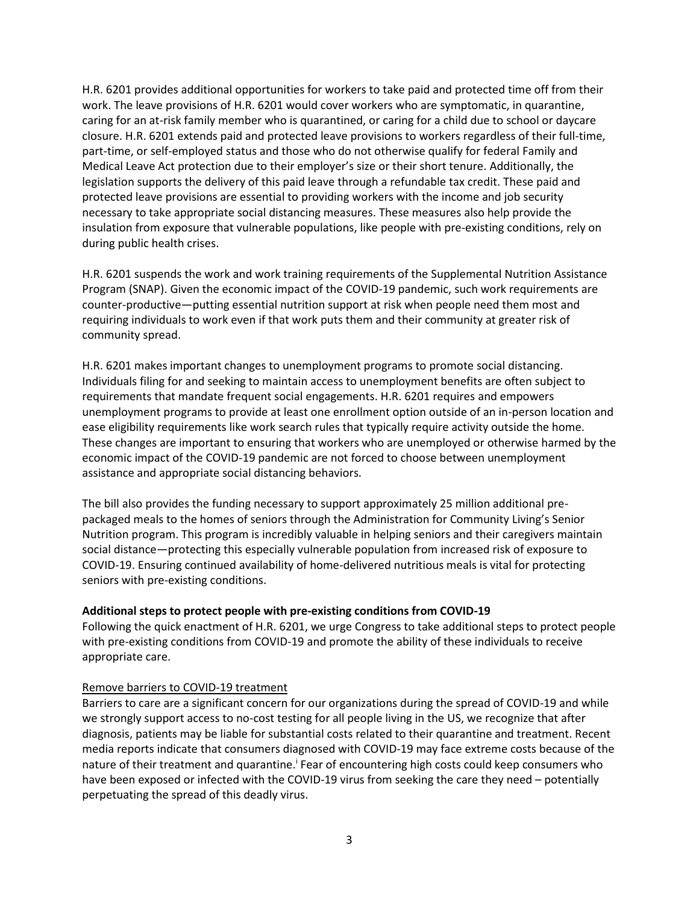H.R. 6201 provides additional opportunities for workers to take paid and protected time off from their work. The leave provisions of H.R. 6201 would cover workers who are symptomatic, in quarantine, caring for an at-risk family member who is quarantined, or caring for a child due to school or daycare closure. H.R. 6201 extends paid and protected leave provisions to workers regardless of their full-time, part-time, or self-employed status and those who do not otherwise qualify for federal Family and Medical Leave Act protection due to their employer's size or their short tenure. Additionally, the legislation supports the delivery of this paid leave through a refundable tax credit. These paid and protected leave provisions are essential to providing workers with the income and job security necessary to take appropriate social distancing measures. These measures also help provide the insulation from exposure that vulnerable populations, like people with pre-existing conditions, rely on during public health crises.

H.R. 6201 suspends the work and work training requirements of the Supplemental Nutrition Assistance Program (SNAP). Given the economic impact of the COVID-19 pandemic, such work requirements are counter-productive—putting essential nutrition support at risk when people need them most and requiring individuals to work even if that work puts them and their community at greater risk of community spread.

H.R. 6201 makes important changes to unemployment programs to promote social distancing. Individuals filing for and seeking to maintain access to unemployment benefits are often subject to requirements that mandate frequent social engagements. H.R. 6201 requires and empowers unemployment programs to provide at least one enrollment option outside of an in-person location and ease eligibility requirements like work search rules that typically require activity outside the home. These changes are important to ensuring that workers who are unemployed or otherwise harmed by the economic impact of the COVID-19 pandemic are not forced to choose between unemployment assistance and appropriate social distancing behaviors.

The bill also provides the funding necessary to support approximately 25 million additional pre-packaged meals to the homes of seniors through the Administration for Community Living's Senior Nutrition program. This program is incredibly valuable in helping seniors and their caregivers maintain social distance—protecting this especially vulnerable population from increased risk of exposure to COVID-19. Ensuring continued availability of home-delivered nutritious meals is vital for protecting seniors with pre-existing conditions.

**Additional steps to protect people with pre-existing conditions from COVID-19**

Following the quick enactment of H.R. 6201, we urge Congress to take additional steps to protect people with pre-existing conditions from COVID-19 and promote the ability of these individuals to receive appropriate care.

Remove barriers to COVID-19 treatment

Barriers to care are a significant concern for our organizations during the spread of COVID-19 and while we strongly support access to no-cost testing for all people living in the US, we recognize that after diagnosis, patients may be liable for substantial costs related to their quarantine and treatment. Recent media reports indicate that consumers diagnosed with COVID-19 may face extreme costs because of the nature of their treatment and quarantine.[i] Fear of encountering high costs could keep consumers who have been exposed or infected with the COVID-19 virus from seeking the care they need – potentially perpetuating the spread of this deadly virus.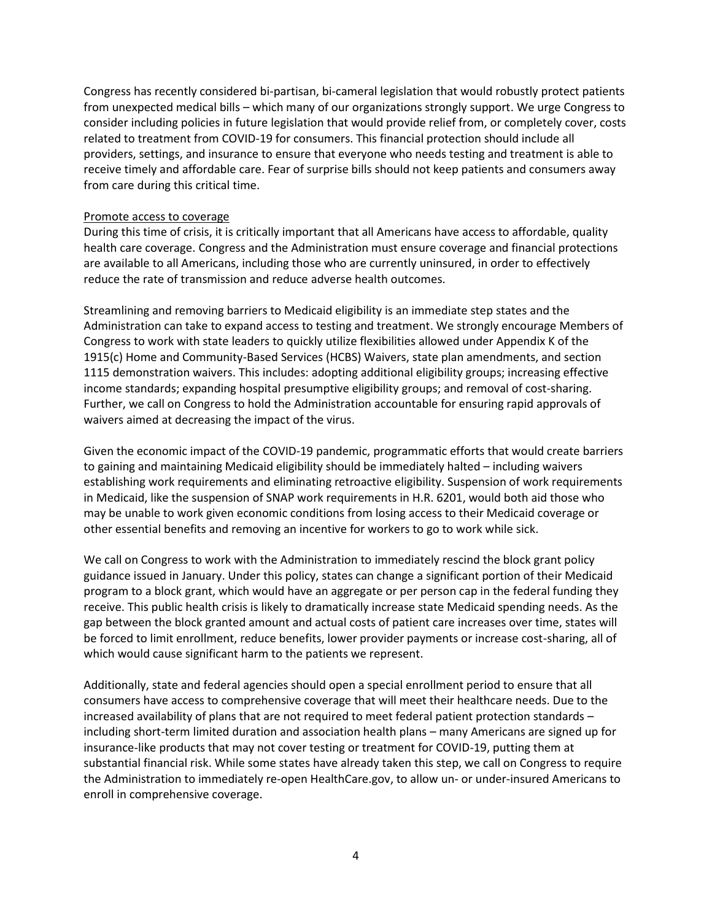Congress has recently considered bi-partisan, bi-cameral legislation that would robustly protect patients from unexpected medical bills – which many of our organizations strongly support. We urge Congress to consider including policies in future legislation that would provide relief from, or completely cover, costs related to treatment from COVID-19 for consumers. This financial protection should include all providers, settings, and insurance to ensure that everyone who needs testing and treatment is able to receive timely and affordable care. Fear of surprise bills should not keep patients and consumers away from care during this critical time.

<u>Promote access to coverage</u>

During this time of crisis, it is critically important that all Americans have access to affordable, quality health care coverage. Congress and the Administration must ensure coverage and financial protections are available to all Americans, including those who are currently uninsured, in order to effectively reduce the rate of transmission and reduce adverse health outcomes.

Streamlining and removing barriers to Medicaid eligibility is an immediate step states and the Administration can take to expand access to testing and treatment. We strongly encourage Members of Congress to work with state leaders to quickly utilize flexibilities allowed under Appendix K of the 1915(c) Home and Community-Based Services (HCBS) Waivers, state plan amendments, and section 1115 demonstration waivers. This includes: adopting additional eligibility groups; increasing effective income standards; expanding hospital presumptive eligibility groups; and removal of cost-sharing. Further, we call on Congress to hold the Administration accountable for ensuring rapid approvals of waivers aimed at decreasing the impact of the virus.

Given the economic impact of the COVID-19 pandemic, programmatic efforts that would create barriers to gaining and maintaining Medicaid eligibility should be immediately halted – including waivers establishing work requirements and eliminating retroactive eligibility. Suspension of work requirements in Medicaid, like the suspension of SNAP work requirements in H.R. 6201, would both aid those who may be unable to work given economic conditions from losing access to their Medicaid coverage or other essential benefits and removing an incentive for workers to go to work while sick.

We call on Congress to work with the Administration to immediately rescind the block grant policy guidance issued in January. Under this policy, states can change a significant portion of their Medicaid program to a block grant, which would have an aggregate or per person cap in the federal funding they receive. This public health crisis is likely to dramatically increase state Medicaid spending needs. As the gap between the block granted amount and actual costs of patient care increases over time, states will be forced to limit enrollment, reduce benefits, lower provider payments or increase cost-sharing, all of which would cause significant harm to the patients we represent.

Additionally, state and federal agencies should open a special enrollment period to ensure that all consumers have access to comprehensive coverage that will meet their healthcare needs. Due to the increased availability of plans that are not required to meet federal patient protection standards – including short-term limited duration and association health plans – many Americans are signed up for insurance-like products that may not cover testing or treatment for COVID-19, putting them at substantial financial risk. While some states have already taken this step, we call on Congress to require the Administration to immediately re-open HealthCare.gov, to allow un- or under-insured Americans to enroll in comprehensive coverage.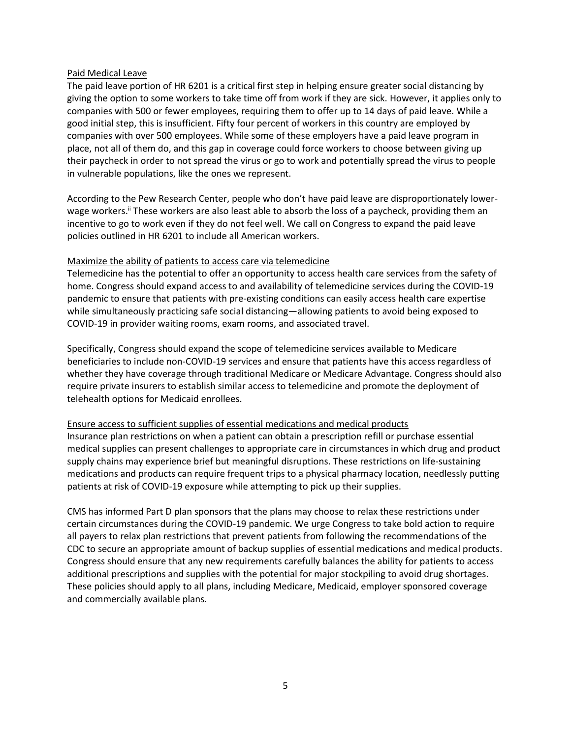<u>Paid Medical Leave</u>

The paid leave portion of HR 6201 is a critical first step in helping ensure greater social distancing by giving the option to some workers to take time off from work if they are sick. However, it applies only to companies with 500 or fewer employees, requiring them to offer up to 14 days of paid leave. While a good initial step, this is insufficient. Fifty four percent of workers in this country are employed by companies with over 500 employees. While some of these employers have a paid leave program in place, not all of them do, and this gap in coverage could force workers to choose between giving up their paycheck in order to not spread the virus or go to work and potentially spread the virus to people in vulnerable populations, like the ones we represent.

According to the Pew Research Center, people who don't have paid leave are disproportionately lower-wage workers.[ii] These workers are also least able to absorb the loss of a paycheck, providing them an incentive to go to work even if they do not feel well. We call on Congress to expand the paid leave policies outlined in HR 6201 to include all American workers.

<u>Maximize the ability of patients to access care via telemedicine</u>

Telemedicine has the potential to offer an opportunity to access health care services from the safety of home. Congress should expand access to and availability of telemedicine services during the COVID-19 pandemic to ensure that patients with pre-existing conditions can easily access health care expertise while simultaneously practicing safe social distancing—allowing patients to avoid being exposed to COVID-19 in provider waiting rooms, exam rooms, and associated travel.

Specifically, Congress should expand the scope of telemedicine services available to Medicare beneficiaries to include non-COVID-19 services and ensure that patients have this access regardless of whether they have coverage through traditional Medicare or Medicare Advantage. Congress should also require private insurers to establish similar access to telemedicine and promote the deployment of telehealth options for Medicaid enrollees.

<u>Ensure access to sufficient supplies of essential medications and medical products</u>

Insurance plan restrictions on when a patient can obtain a prescription refill or purchase essential medical supplies can present challenges to appropriate care in circumstances in which drug and product supply chains may experience brief but meaningful disruptions. These restrictions on life-sustaining medications and products can require frequent trips to a physical pharmacy location, needlessly putting patients at risk of COVID-19 exposure while attempting to pick up their supplies.

CMS has informed Part D plan sponsors that the plans may choose to relax these restrictions under certain circumstances during the COVID-19 pandemic. We urge Congress to take bold action to require all payers to relax plan restrictions that prevent patients from following the recommendations of the CDC to secure an appropriate amount of backup supplies of essential medications and medical products. Congress should ensure that any new requirements carefully balances the ability for patients to access additional prescriptions and supplies with the potential for major stockpiling to avoid drug shortages. These policies should apply to all plans, including Medicare, Medicaid, employer sponsored coverage and commercially available plans.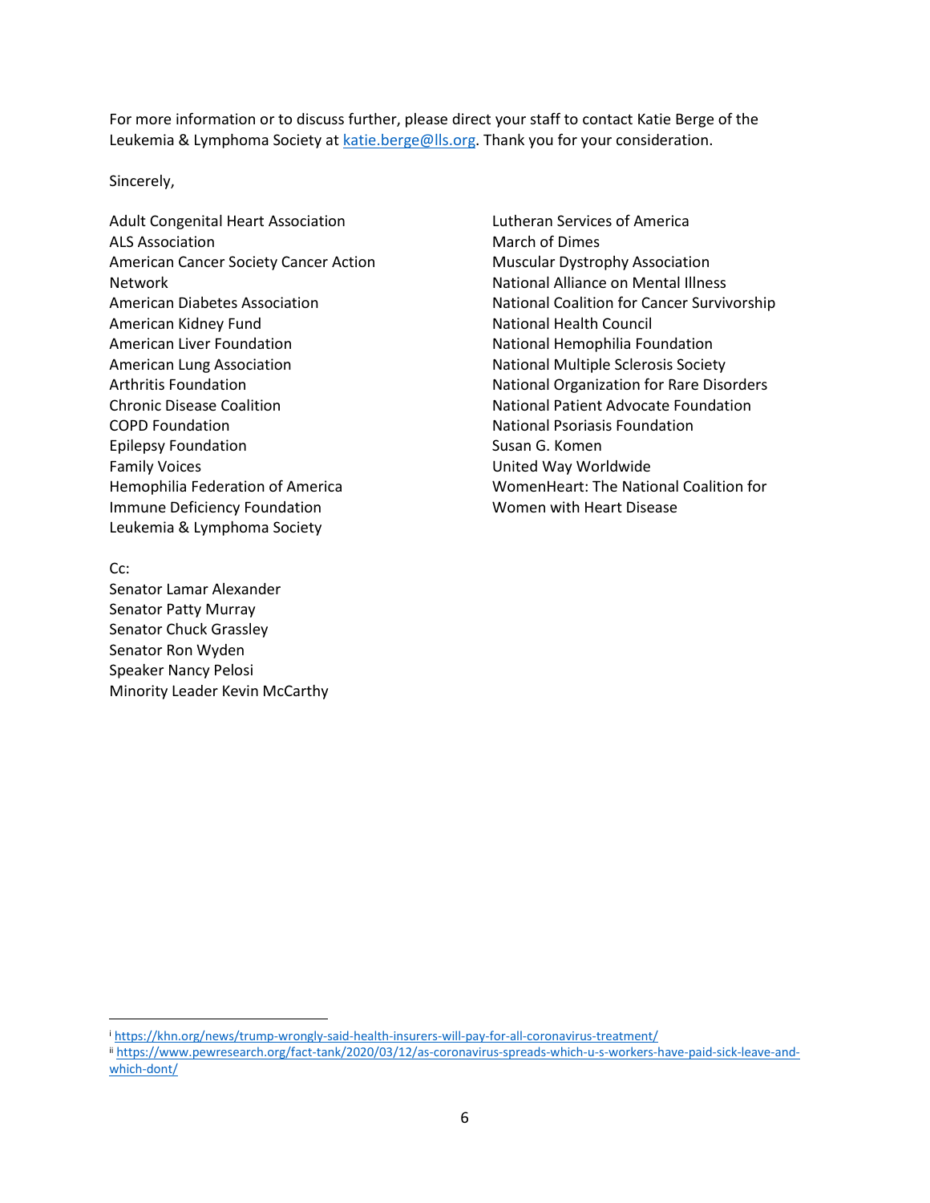For more information or to discuss further, please direct your staff to contact Katie Berge of the Leukemia & Lymphoma Society at katie.berge@lls.org. Thank you for your consideration.

Sincerely,

Adult Congenital Heart Association
ALS Association
American Cancer Society Cancer Action Network
American Diabetes Association
American Kidney Fund
American Liver Foundation
American Lung Association
Arthritis Foundation
Chronic Disease Coalition
COPD Foundation
Epilepsy Foundation
Family Voices
Hemophilia Federation of America
Immune Deficiency Foundation
Leukemia & Lymphoma Society
Lutheran Services of America
March of Dimes
Muscular Dystrophy Association
National Alliance on Mental Illness
National Coalition for Cancer Survivorship
National Health Council
National Hemophilia Foundation
National Multiple Sclerosis Society
National Organization for Rare Disorders
National Patient Advocate Foundation
National Psoriasis Foundation
Susan G. Komen
United Way Worldwide
WomenHeart: The National Coalition for Women with Heart Disease

Cc:
Senator Lamar Alexander
Senator Patty Murray
Senator Chuck Grassley
Senator Ron Wyden
Speaker Nancy Pelosi
Minority Leader Kevin McCarthy

---

[i] https://khn.org/news/trump-wrongly-said-health-insurers-will-pay-for-all-coronavirus-treatment/

[ii] https://www.pewresearch.org/fact-tank/2020/03/12/as-coronavirus-spreads-which-u-s-workers-have-paid-sick-leave-and-which-dont/